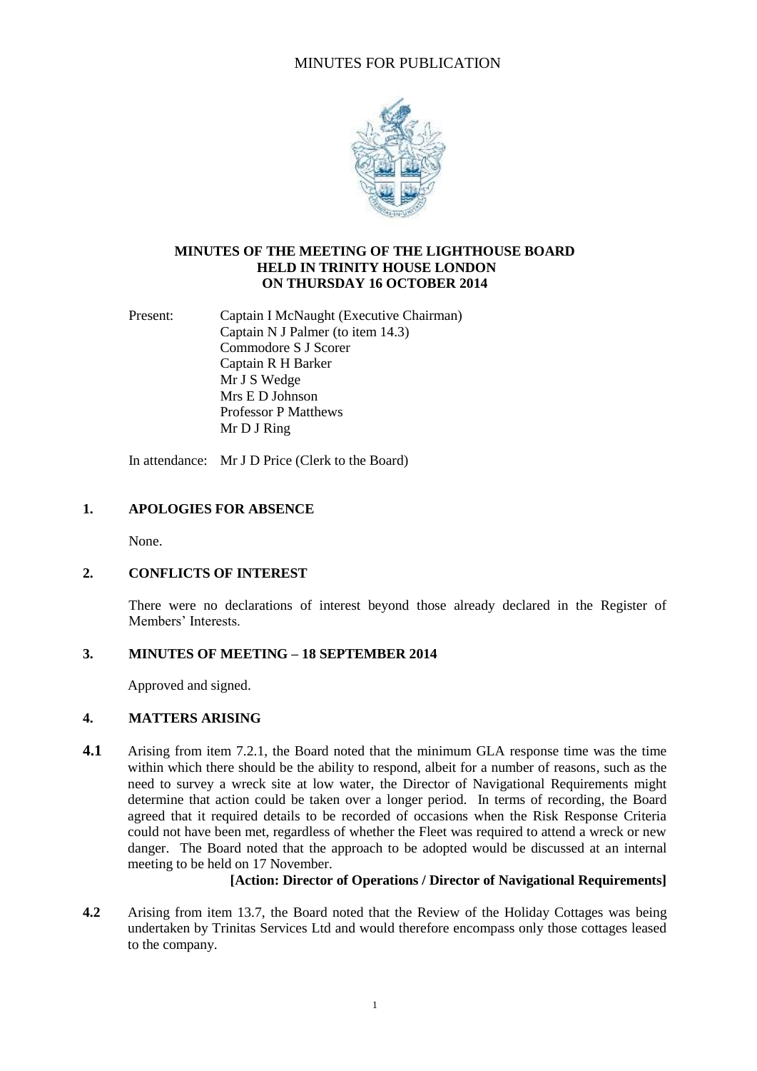MINUTES FOR PUBLICATION

# MINUTES OF THE MEETING OF THE LIGHTHOUSE BOARD HELD IN TRINITY HOUSE LONDON ON THURSDAY 16 OCTOBER 2014

Present:
Captain I McNaught (Executive Chairman)
Captain N J Palmer (to item 14.3)
Commodore S J Scorer
Captain R H Barker
Mr J S Wedge
Mrs E D Johnson
Professor P Matthews
Mr D J Ring

In attendance: Mr J D Price (Clerk to the Board)

## 1. APOLOGIES FOR ABSENCE

None.

## 2. CONFLICTS OF INTEREST

There were no declarations of interest beyond those already declared in the Register of Members' Interests.

## 3. MINUTES OF MEETING – 18 SEPTEMBER 2014

Approved and signed.

## 4. MATTERS ARISING

**4.1** Arising from item 7.2.1, the Board noted that the minimum GLA response time was the time within which there should be the ability to respond, albeit for a number of reasons, such as the need to survey a wreck site at low water, the Director of Navigational Requirements might determine that action could be taken over a longer period. In terms of recording, the Board agreed that it required details to be recorded of occasions when the Risk Response Criteria could not have been met, regardless of whether the Fleet was required to attend a wreck or new danger. The Board noted that the approach to be adopted would be discussed at an internal meeting to be held on 17 November.

**[Action: Director of Operations / Director of Navigational Requirements]**

**4.2** Arising from item 13.7, the Board noted that the Review of the Holiday Cottages was being undertaken by Trinitas Services Ltd and would therefore encompass only those cottages leased to the company.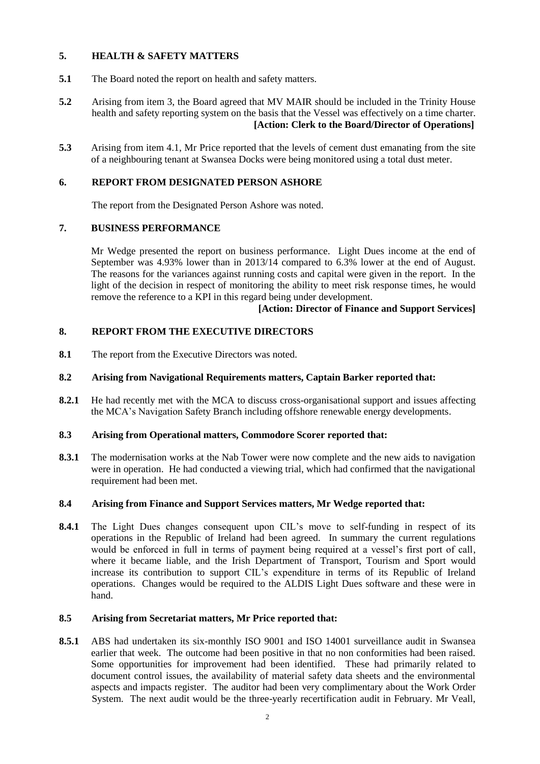## 5. HEALTH & SAFETY MATTERS

**5.1** The Board noted the report on health and safety matters.

**5.2** Arising from item 3, the Board agreed that MV MAIR should be included in the Trinity House health and safety reporting system on the basis that the Vessel was effectively on a time charter.
**[Action: Clerk to the Board/Director of Operations]**

**5.3** Arising from item 4.1, Mr Price reported that the levels of cement dust emanating from the site of a neighbouring tenant at Swansea Docks were being monitored using a total dust meter.

## 6. REPORT FROM DESIGNATED PERSON ASHORE

The report from the Designated Person Ashore was noted.

## 7. BUSINESS PERFORMANCE

Mr Wedge presented the report on business performance. Light Dues income at the end of September was 4.93% lower than in 2013/14 compared to 6.3% lower at the end of August. The reasons for the variances against running costs and capital were given in the report. In the light of the decision in respect of monitoring the ability to meet risk response times, he would remove the reference to a KPI in this regard being under development.

**[Action: Director of Finance and Support Services]**

## 8. REPORT FROM THE EXECUTIVE DIRECTORS

**8.1** The report from the Executive Directors was noted.

**8.2 Arising from Navigational Requirements matters, Captain Barker reported that:**

**8.2.1** He had recently met with the MCA to discuss cross-organisational support and issues affecting the MCA's Navigation Safety Branch including offshore renewable energy developments.

**8.3 Arising from Operational matters, Commodore Scorer reported that:**

**8.3.1** The modernisation works at the Nab Tower were now complete and the new aids to navigation were in operation. He had conducted a viewing trial, which had confirmed that the navigational requirement had been met.

**8.4 Arising from Finance and Support Services matters, Mr Wedge reported that:**

**8.4.1** The Light Dues changes consequent upon CIL's move to self-funding in respect of its operations in the Republic of Ireland had been agreed. In summary the current regulations would be enforced in full in terms of payment being required at a vessel's first port of call, where it became liable, and the Irish Department of Transport, Tourism and Sport would increase its contribution to support CIL's expenditure in terms of its Republic of Ireland operations. Changes would be required to the ALDIS Light Dues software and these were in hand.

**8.5 Arising from Secretariat matters, Mr Price reported that:**

**8.5.1** ABS had undertaken its six-monthly ISO 9001 and ISO 14001 surveillance audit in Swansea earlier that week. The outcome had been positive in that no non conformities had been raised. Some opportunities for improvement had been identified. These had primarily related to document control issues, the availability of material safety data sheets and the environmental aspects and impacts register. The auditor had been very complimentary about the Work Order System. The next audit would be the three-yearly recertification audit in February. Mr Veall,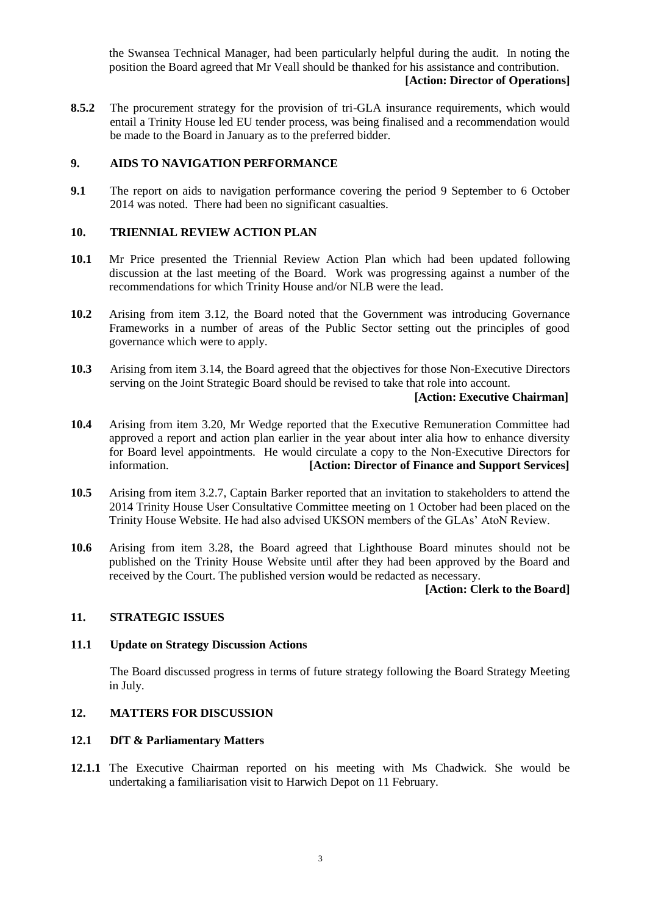the Swansea Technical Manager, had been particularly helpful during the audit. In noting the position the Board agreed that Mr Veall should be thanked for his assistance and contribution.

**[Action: Director of Operations]**

**8.5.2** The procurement strategy for the provision of tri-GLA insurance requirements, which would entail a Trinity House led EU tender process, was being finalised and a recommendation would be made to the Board in January as to the preferred bidder.

## 9. AIDS TO NAVIGATION PERFORMANCE

**9.1** The report on aids to navigation performance covering the period 9 September to 6 October 2014 was noted. There had been no significant casualties.

## 10. TRIENNIAL REVIEW ACTION PLAN

**10.1** Mr Price presented the Triennial Review Action Plan which had been updated following discussion at the last meeting of the Board. Work was progressing against a number of the recommendations for which Trinity House and/or NLB were the lead.

**10.2** Arising from item 3.12, the Board noted that the Government was introducing Governance Frameworks in a number of areas of the Public Sector setting out the principles of good governance which were to apply.

**10.3** Arising from item 3.14, the Board agreed that the objectives for those Non-Executive Directors serving on the Joint Strategic Board should be revised to take that role into account.

**[Action: Executive Chairman]**

**10.4** Arising from item 3.20, Mr Wedge reported that the Executive Remuneration Committee had approved a report and action plan earlier in the year about inter alia how to enhance diversity for Board level appointments. He would circulate a copy to the Non-Executive Directors for information. **[Action: Director of Finance and Support Services]**

**10.5** Arising from item 3.2.7, Captain Barker reported that an invitation to stakeholders to attend the 2014 Trinity House User Consultative Committee meeting on 1 October had been placed on the Trinity House Website. He had also advised UKSON members of the GLAs' AtoN Review.

**10.6** Arising from item 3.28, the Board agreed that Lighthouse Board minutes should not be published on the Trinity House Website until after they had been approved by the Board and received by the Court. The published version would be redacted as necessary.

**[Action: Clerk to the Board]**

## 11. STRATEGIC ISSUES

### 11.1 Update on Strategy Discussion Actions

The Board discussed progress in terms of future strategy following the Board Strategy Meeting in July.

## 12. MATTERS FOR DISCUSSION

### 12.1 DfT & Parliamentary Matters

**12.1.1** The Executive Chairman reported on his meeting with Ms Chadwick. She would be undertaking a familiarisation visit to Harwich Depot on 11 February.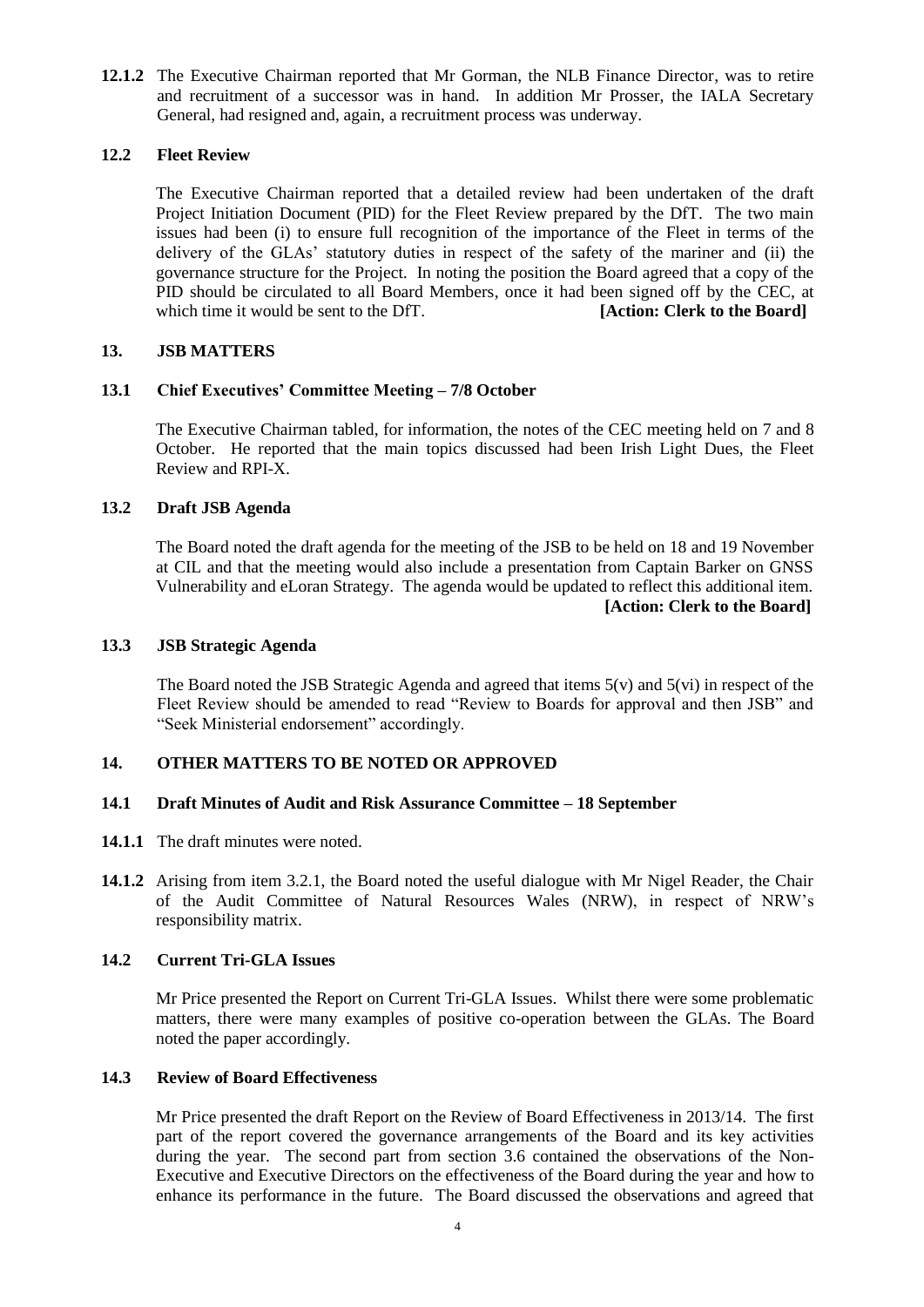**12.1.2** The Executive Chairman reported that Mr Gorman, the NLB Finance Director, was to retire and recruitment of a successor was in hand. In addition Mr Prosser, the IALA Secretary General, had resigned and, again, a recruitment process was underway.

### 12.2 Fleet Review

The Executive Chairman reported that a detailed review had been undertaken of the draft Project Initiation Document (PID) for the Fleet Review prepared by the DfT. The two main issues had been (i) to ensure full recognition of the importance of the Fleet in terms of the delivery of the GLAs' statutory duties in respect of the safety of the mariner and (ii) the governance structure for the Project. In noting the position the Board agreed that a copy of the PID should be circulated to all Board Members, once it had been signed off by the CEC, at which time it would be sent to the DfT. **[Action: Clerk to the Board]**

## 13. JSB MATTERS

### 13.1 Chief Executives' Committee Meeting – 7/8 October

The Executive Chairman tabled, for information, the notes of the CEC meeting held on 7 and 8 October. He reported that the main topics discussed had been Irish Light Dues, the Fleet Review and RPI-X.

### 13.2 Draft JSB Agenda

The Board noted the draft agenda for the meeting of the JSB to be held on 18 and 19 November at CIL and that the meeting would also include a presentation from Captain Barker on GNSS Vulnerability and eLoran Strategy. The agenda would be updated to reflect this additional item. **[Action: Clerk to the Board]**

### 13.3 JSB Strategic Agenda

The Board noted the JSB Strategic Agenda and agreed that items 5(v) and 5(vi) in respect of the Fleet Review should be amended to read "Review to Boards for approval and then JSB" and "Seek Ministerial endorsement" accordingly.

## 14. OTHER MATTERS TO BE NOTED OR APPROVED

### 14.1 Draft Minutes of Audit and Risk Assurance Committee – 18 September

**14.1.1** The draft minutes were noted.

**14.1.2** Arising from item 3.2.1, the Board noted the useful dialogue with Mr Nigel Reader, the Chair of the Audit Committee of Natural Resources Wales (NRW), in respect of NRW's responsibility matrix.

### 14.2 Current Tri-GLA Issues

Mr Price presented the Report on Current Tri-GLA Issues. Whilst there were some problematic matters, there were many examples of positive co-operation between the GLAs. The Board noted the paper accordingly.

### 14.3 Review of Board Effectiveness

Mr Price presented the draft Report on the Review of Board Effectiveness in 2013/14. The first part of the report covered the governance arrangements of the Board and its key activities during the year. The second part from section 3.6 contained the observations of the Non-Executive and Executive Directors on the effectiveness of the Board during the year and how to enhance its performance in the future. The Board discussed the observations and agreed that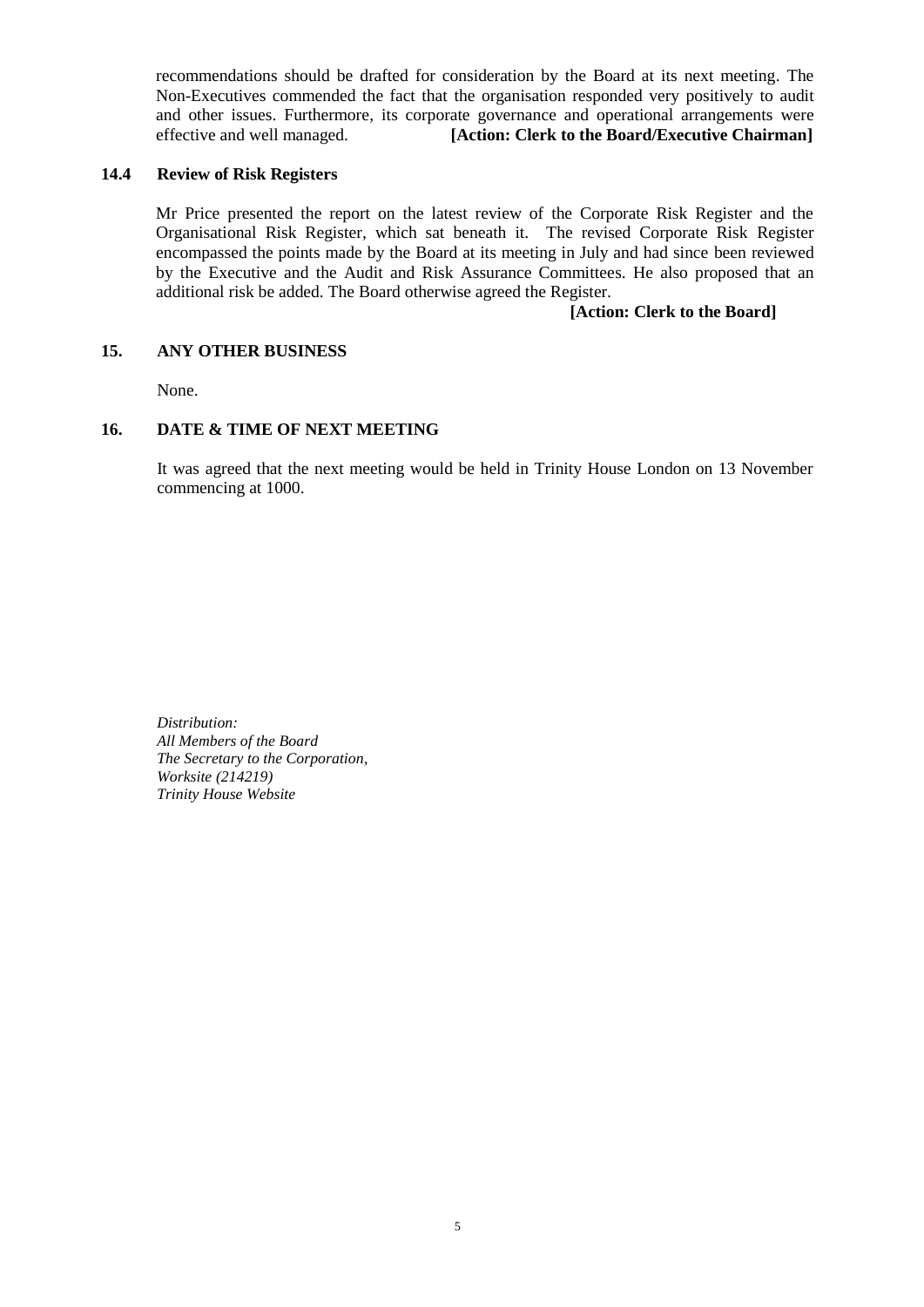recommendations should be drafted for consideration by the Board at its next meeting. The Non-Executives commended the fact that the organisation responded very positively to audit and other issues. Furthermore, its corporate governance and operational arrangements were effective and well managed. **[Action: Clerk to the Board/Executive Chairman]**

### 14.4 Review of Risk Registers

Mr Price presented the report on the latest review of the Corporate Risk Register and the Organisational Risk Register, which sat beneath it. The revised Corporate Risk Register encompassed the points made by the Board at its meeting in July and had since been reviewed by the Executive and the Audit and Risk Assurance Committees. He also proposed that an additional risk be added. The Board otherwise agreed the Register.

**[Action: Clerk to the Board]**

## 15. ANY OTHER BUSINESS

None.

## 16. DATE & TIME OF NEXT MEETING

It was agreed that the next meeting would be held in Trinity House London on 13 November commencing at 1000.

*Distribution:*
*All Members of the Board*
*The Secretary to the Corporation,*
*Worksite (214219)*
*Trinity House Website*